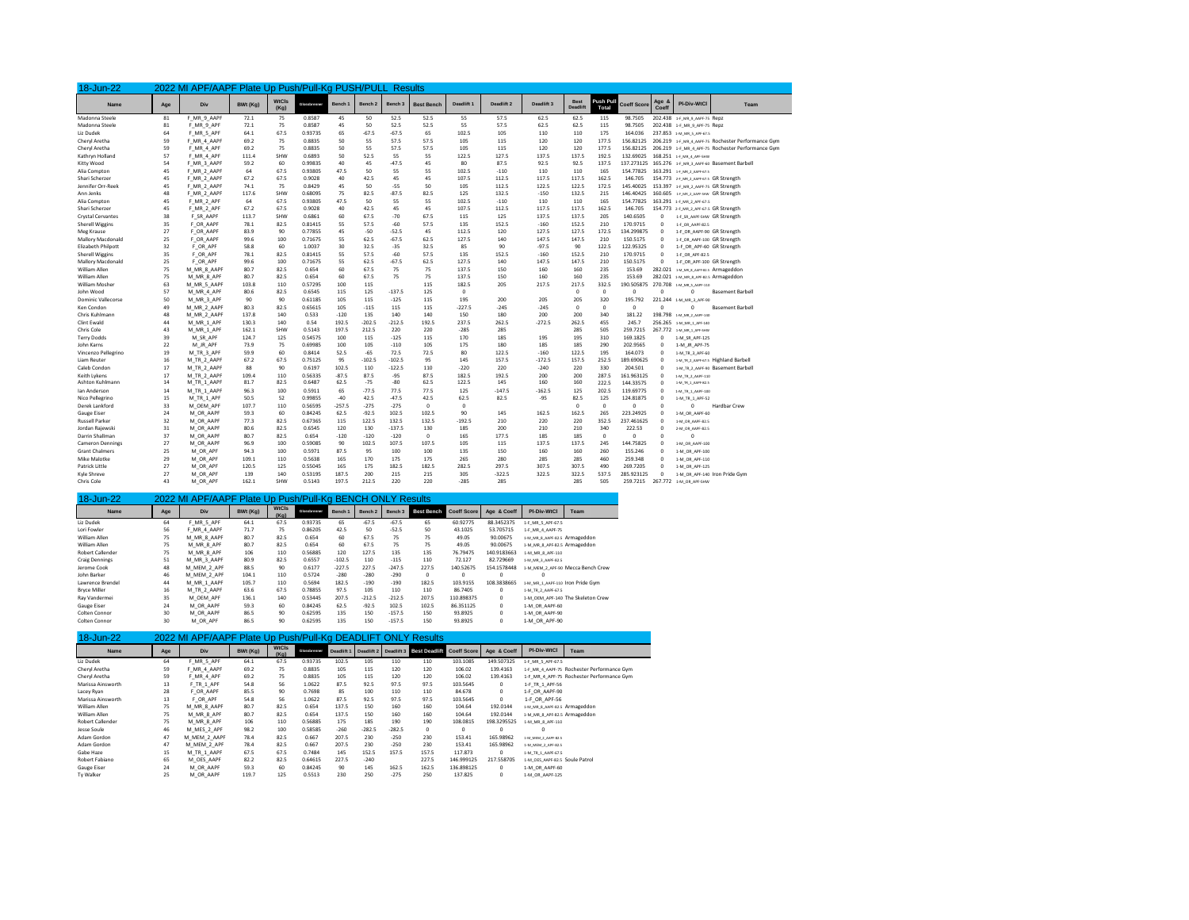## 18-Jun-22 — 2022 MI APF/AAPF Plate Up Push/Pull-Kg PUSH/PULL Results

| Name | Age | Div | BWt (Kg) | WtCls (Kg) | Glossbrenner | Bench 1 | Bench 2 | Bench 3 | Best Bench | Deadlift 1 | Deadlift 2 | Deadlift 3 | Best Deadlift | Push Pull Total | Coeff Score | Age & Coeff | Pl-Div-WtCl | Team |
|---|---|---|---|---|---|---|---|---|---|---|---|---|---|---|---|---|---|---|
| Madonna Steele | 81 | F_MR_9_AAPF | 72.1 | 75 | 0.8587 | 45 | 50 | 52.5 | 52.5 | 55 | 57.5 | 62.5 | 62.5 | 115 | 98.7505 | 202.438 | 1-F_MR_9_AAPF-75 | Repz |
| Madonna Steele | 81 | F_MR_9_APF | 72.1 | 75 | 0.8587 | 45 | 50 | 52.5 | 52.5 | 55 | 57.5 | 62.5 | 62.5 | 115 | 98.7505 | 202.438 | 1-F_MR_9_APF-75 | Repz |
| Liz Dudek | 64 | F_MR_5_APF | 64.1 | 67.5 | 0.93735 | 65 | -67.5 | -67.5 | 65 | 102.5 | 105 | 110 | 110 | 175 | 164.036 | 237.853 | 1-F_MR_5_APF-67.5 | |
| Cheryl Aretha | 59 | F_MR_4_AAPF | 69.2 | 75 | 0.8835 | 50 | 55 | 57.5 | 57.5 | 105 | 115 | 120 | 120 | 177.5 | 156.82125 | 206.219 | 1-F_MR_4_AAPF-75 | Rochester Performance Gym |
| Cheryl Aretha | 59 | F_MR_4_APF | 69.2 | 75 | 0.8835 | 50 | 55 | 57.5 | 57.5 | 105 | 115 | 120 | 120 | 177.5 | 156.82125 | 206.219 | 1-F_MR_4_APF-75 | Rochester Performance Gym |
| Kathryn Holland | 57 | F_MR_4_APF | 111.4 | SHW | 0.6893 | 50 | 52.5 | 55 | 55 | 122.5 | 127.5 | 137.5 | 137.5 | 192.5 | 132.69025 | 168.251 | 1-F_MR_4_APF-SHW | |
| Kitty Wood | 54 | F_MR_3_AAPF | 59.2 | 60 | 0.99835 | 40 | 45 | -47.5 | 45 | 80 | 87.5 | 92.5 | 92.5 | 137.5 | 137.273125 | 165.276 | 1-F_MR_3_AAPF-60 | Basement Barbell |
| Alia Compton | 45 | F_MR_2_AAPF | 64 | 67.5 | 0.93805 | 47.5 | 50 | 55 | 55 | 102.5 | -110 | 110 | 110 | 165 | 154.77825 | 163.291 | 1-F_MR_2_AAPF-67.5 | |
| Shari Scherzer | 45 | F_MR_2_AAPF | 67.2 | 67.5 | 0.9028 | 40 | 42.5 | 45 | 45 | 107.5 | 112.5 | 117.5 | 117.5 | 162.5 | 146.705 | 154.773 | 2-F_MR_2_AAPF-67.5 | GR Strength |
| Jennifer Orr-Reek | 45 | F_MR_2_AAPF | 74.1 | 75 | 0.8429 | 45 | 50 | -55 | 50 | 105 | 112.5 | 122.5 | 122.5 | 172.5 | 145.40025 | 153.397 | 1-F_MR_2_AAPF-75 | GR Strength |
| Ann Jenks | 48 | F_MR_2_AAPF | 117.6 | SHW | 0.68095 | 75 | 82.5 | -87.5 | 82.5 | 125 | 132.5 | -150 | 132.5 | 215 | 146.40425 | 160.605 | 1-F_MR_2_AAPF-SHW | GR Strength |
| Alia Compton | 45 | F_MR_2_APF | 64 | 67.5 | 0.93805 | 47.5 | 50 | 55 | 55 | 102.5 | -110 | 110 | 110 | 165 | 154.77825 | 163.291 | 1-F_MR_2_APF-67.5 | |
| Shari Scherzer | 45 | F_MR_2_APF | 67.2 | 67.5 | 0.9028 | 40 | 42.5 | 45 | 45 | 107.5 | 112.5 | 117.5 | 117.5 | 162.5 | 146.705 | 154.773 | 2-F_MR_2_APF-67.5 | GR Strength |
| Crystal Cervantes | 38 | F_SR_AAPF | 113.7 | SHW | 0.6861 | 60 | 67.5 | -70 | 67.5 | 115 | 125 | 137.5 | 137.5 | 205 | 140.6505 | 0 | 1-F_SR_AAPF-SHW | GR Strength |
| Sherell Wiggins | 35 | F_OR_AAPF | 78.1 | 82.5 | 0.81415 | 55 | 57.5 | -60 | 57.5 | 135 | 152.5 | -160 | 152.5 | 210 | 170.9715 | 0 | 1-F_OR_AAPF-82.5 | |
| Meg Krause | 27 | F_OR_AAPF | 83.9 | 90 | 0.77855 | 45 | -50 | -52.5 | 45 | 112.5 | 120 | 127.5 | 127.5 | 172.5 | 134.299875 | 0 | 1-F_OR_AAPF-90 | GR Strength |
| Mallory Macdonald | 25 | F_OR_AAPF | 99.6 | 100 | 0.71675 | 55 | 62.5 | -67.5 | 62.5 | 127.5 | 140 | 147.5 | 147.5 | 210 | 150.5175 | 0 | 1-F_OR_AAPF-100 | GR Strength |
| Elizabeth Philpott | 32 | F_OR_APF | 58.8 | 60 | 1.0037 | 30 | 32.5 | -35 | 32.5 | 85 | 90 | -97.5 | 90 | 122.5 | 122.95325 | 0 | 1-F_OR_APF-60 | GR Strength |
| Sherell Wiggins | 35 | F_OR_APF | 78.1 | 82.5 | 0.81415 | 55 | 57.5 | -60 | 57.5 | 135 | 152.5 | -160 | 152.5 | 210 | 170.9715 | 0 | 1-F_OR_APF-82.5 | |
| Mallory Macdonald | 25 | F_OR_APF | 99.6 | 100 | 0.71675 | 55 | 62.5 | -67.5 | 62.5 | 127.5 | 140 | 147.5 | 147.5 | 210 | 150.5175 | 0 | 1-F_OR_APF-100 | GR Strength |
| William Allen | 75 | M_MR_8_AAPF | 80.7 | 82.5 | 0.654 | 60 | 67.5 | 75 | 75 | 137.5 | 150 | 160 | 160 | 235 | 153.69 | 282.021 | 1-M_MR_8_AAPF-82.5 | Armageddon |
| William Allen | 75 | M_MR_8_APF | 80.7 | 82.5 | 0.654 | 60 | 67.5 | 75 | 75 | 137.5 | 150 | 160 | 160 | 235 | 153.69 | 282.021 | 1-M_MR_8_APF-82.5 | Armageddon |
| William Mosher | 63 | M_MR_5_AAPF | 103.8 | 110 | 0.57295 | 100 | 115 | | 115 | 182.5 | 205 | 217.5 | 217.5 | 332.5 | 190.505875 | 270.708 | 1-M_MR_5_AAPF-110 | |
| John Wood | 57 | M_MR_4_APF | 80.6 | 82.5 | 0.6545 | 115 | 125 | -137.5 | 125 | 0 | | | 0 | 0 | 0 | 0 | 0 | Basement Barbell |
| Dominic Vallecorse | 50 | M_MR_3_APF | 90 | 90 | 0.61185 | 105 | 115 | -125 | 115 | 195 | 200 | 205 | 205 | 320 | 195.792 | 221.244 | 1-M_MR_3_APF-90 | |
| Ken Condon | 49 | M_MR_2_AAPF | 80.3 | 82.5 | 0.65615 | 105 | -115 | 115 | 115 | -227.5 | -245 | -245 | 0 | 0 | 0 | 0 | 0 | Basement Barbell |
| Chris Kuhlmann | 48 | M_MR_2_AAPF | 137.8 | 140 | 0.533 | -120 | 135 | 140 | 140 | 150 | 180 | 200 | 200 | 340 | 181.22 | 198.798 | 1-M_MR_2_AAPF-140 | |
| Clint Ewald | 44 | M_MR_1_APF | 130.3 | 140 | 0.54 | 192.5 | -202.5 | -212.5 | 192.5 | 237.5 | 262.5 | -272.5 | 262.5 | 455 | 245.7 | 256.265 | 1-M_MR_1_APF-140 | |
| Chris Cole | 43 | M_MR_1_APF | 162.1 | SHW | 0.5143 | 197.5 | 212.5 | 220 | 220 | -285 | 285 | | 285 | 505 | 259.7215 | 267.772 | 1-M_MR_1_APF-SHW | |
| Terry Dodds | 39 | M_SR_APF | 124.7 | 125 | 0.54575 | 100 | 115 | -125 | 115 | 170 | 185 | 195 | 195 | 310 | 169.1825 | 0 | 1-M_SR_APF-125 | |
| John Karns | 22 | M_JR_APF | 73.9 | 75 | 0.69985 | 100 | 105 | -110 | 105 | 175 | 180 | 185 | 185 | 290 | 202.9565 | 0 | 1-M_JR_APF-75 | |
| Vincenzo Pellegrino | 19 | M_TR_3_APF | 59.9 | 60 | 0.8414 | 52.5 | -65 | 72.5 | 72.5 | 80 | 122.5 | -160 | 122.5 | 195 | 164.073 | 0 | 1-M_TR_3_APF-60 | |
| Liam Reuter | 16 | M_TR_2_AAPF | 67.2 | 67.5 | 0.75125 | 95 | -102.5 | -102.5 | 95 | 145 | 157.5 | -172.5 | 157.5 | 252.5 | 189.690625 | 0 | 1-M_TR_2_AAPF-67.5 | Highland Barbell |
| Caleb Condon | 17 | M_TR_2_AAPF | 88 | 90 | 0.6197 | 102.5 | 110 | -122.5 | 110 | -220 | 220 | -240 | 220 | 330 | 204.501 | 0 | 1-M_TR_2_AAPF-90 | Basement Barbell |
| Keith Lykens | 17 | M_TR_2_AAPF | 109.4 | 110 | 0.56335 | -87.5 | 87.5 | -95 | 87.5 | 182.5 | 192.5 | 200 | 200 | 287.5 | 161.963125 | 0 | 1-M_TR_2_AAPF-110 | |
| Ashton Kuhlmann | 14 | M_TR_1_AAPF | 81.7 | 82.5 | 0.6487 | 62.5 | -75 | -80 | 62.5 | 122.5 | 145 | 160 | 160 | 222.5 | 144.33575 | 0 | 1-M_TR_1_AAPF-82.5 | |
| Ian Anderson | 14 | M_TR_1_AAPF | 96.3 | 100 | 0.5911 | 65 | -77.5 | 77.5 | 77.5 | 125 | -147.5 | -162.5 | 125 | 202.5 | 119.69775 | 0 | 1-M_TR_1_AAPF-100 | |
| Nico Pellegrino | 15 | M_TR_1_APF | 50.5 | 52 | 0.99855 | -40 | 42.5 | -47.5 | 42.5 | 62.5 | 82.5 | -95 | 82.5 | 125 | 124.81875 | 0 | 1-M_TR_1_APF-52 | |
| Derek Lankford | 33 | M_OEM_APF | 107.7 | 110 | 0.56595 | -257.5 | -275 | -275 | 0 | 0 | | | 0 | 0 | 0 | 0 | 0 | Hardbar Crew |
| Gauge Eiser | 24 | M_OR_AAPF | 59.3 | 60 | 0.84245 | 62.5 | -92.5 | 102.5 | 102.5 | 90 | 145 | 162.5 | 162.5 | 265 | 223.24925 | 0 | 1-M_OR_AAPF-60 | |
| Russell Parker | 32 | M_OR_AAPF | 77.3 | 82.5 | 0.67365 | 115 | 122.5 | 132.5 | 132.5 | -192.5 | 210 | 220 | 220 | 352.5 | 237.461625 | 0 | 1-M_OR_AAPF-82.5 | |
| Jordan Rajewski | 31 | M_OR_AAPF | 80.6 | 82.5 | 0.6545 | 120 | 130 | -137.5 | 130 | 185 | 200 | 210 | 210 | 340 | 222.53 | 0 | 2-M_OR_AAPF-82.5 | |
| Darrin Shallman | 37 | M_OR_AAPF | 80.7 | 82.5 | 0.654 | -120 | -120 | -120 | 0 | 165 | 177.5 | 185 | 185 | 0 | 0 | 0 | 0 | |
| Cameron Dennings | 27 | M_OR_AAPF | 96.9 | 100 | 0.59085 | 90 | 102.5 | 107.5 | 107.5 | 105 | 115 | 137.5 | 137.5 | 245 | 144.75825 | 0 | 1-M_OR_AAPF-100 | |
| Grant Chalmers | 25 | M_OR_APF | 94.3 | 100 | 0.5971 | 87.5 | 95 | 100 | 100 | 135 | 150 | 160 | 160 | 260 | 155.246 | 0 | 1-M_OR_APF-100 | |
| Mike Malotke | 29 | M_OR_APF | 109.1 | 110 | 0.5638 | 165 | 170 | 175 | 175 | 265 | 280 | 285 | 285 | 460 | 259.348 | 0 | 1-M_OR_APF-110 | |
| Patrick Little | 27 | M_OR_APF | 120.5 | 125 | 0.55045 | 165 | 175 | 182.5 | 182.5 | 282.5 | 297.5 | 307.5 | 307.5 | 490 | 269.7205 | 0 | 1-M_OR_APF-125 | |
| Kyle Shreve | 27 | M_OR_APF | 139 | 140 | 0.53195 | 187.5 | 200 | 215 | 215 | 305 | -322.5 | 322.5 | 322.5 | 537.5 | 285.923125 | 0 | 1-M_OR_APF-140 | Iron Pride Gym |
| Chris Cole | 43 | M_OR_APF | 162.1 | SHW | 0.5143 | 197.5 | 212.5 | 220 | 220 | -285 | 285 | | 285 | 505 | 259.7215 | 267.772 | 1-M_OR_APF-SHW | |

## 18-Jun-22 — 2022 MI APF/AAPF Plate Up Push/Pull-Kg BENCH ONLY Results

| Name | Age | Div | BWt (Kg) | WtCls (Kg) | Glossbrenner | Bench 1 | Bench 2 | Bench 3 | Best Bench | Coeff Score | Age & Coeff | Pl-Div-WtCl | Team |
|---|---|---|---|---|---|---|---|---|---|---|---|---|---|
| Liz Dudek | 64 | F_MR_5_APF | 64.1 | 67.5 | 0.93735 | 65 | -67.5 | -67.5 | 65 | 60.92775 | 88.3452375 | 1-F_MR_5_APF-67.5 | |
| Lori Fowler | 56 | F_MR_4_AAPF | 71.7 | 75 | 0.86205 | 42.5 | 50 | -52.5 | 50 | 43.1025 | 53.705715 | 1-F_MR_4_AAPF-75 | |
| William Allen | 75 | M_MR_8_AAPF | 80.7 | 82.5 | 0.654 | 60 | 67.5 | 75 | 75 | 49.05 | 90.00675 | 1-M_MR_8_AAPF-82.5 | Armageddon |
| William Allen | 75 | M_MR_8_APF | 80.7 | 82.5 | 0.654 | 60 | 67.5 | 75 | 75 | 49.05 | 90.00675 | 1-M_MR_8_APF-82.5 | Armageddon |
| Robert Callender | 75 | M_MR_8_APF | 106 | 110 | 0.56885 | 120 | 127.5 | 135 | 135 | 76.79475 | 140.9183663 | 1-M_MR_8_APF-110 | |
| Craig Dennings | 51 | M_MR_3_AAPF | 80.9 | 82.5 | 0.6557 | -102.5 | 110 | -115 | 110 | 72.127 | 82.729669 | 1-M_MR_3_AAPF-82.5 | |
| Jerome Cook | 48 | M_MEM_2_APF | 88.5 | 90 | 0.6177 | -227.5 | 227.5 | -247.5 | 227.5 | 140.52675 | 154.1578448 | 1-M_MEM_2_APF-90 | Mecca Bench Crew |
| John Barker | 46 | M_MEM_2_APF | 104.1 | 110 | 0.5724 | -280 | -280 | -290 | 0 | 0 | 0 | 0 | |
| Lawrence Brendel | 44 | M_MR_1_AAPF | 105.7 | 110 | 0.5694 | 182.5 | -190 | -190 | 182.5 | 103.9155 | 108.3838665 | 1-M_MR_1_AAPF-110 | Iron Pride Gym |
| Bryce Miller | 16 | M_TR_2_AAPF | 63.6 | 67.5 | 0.78855 | 97.5 | 105 | 110 | 110 | 86.7405 | 0 | 1-M_TR_2_AAPF-67.5 | |
| Ray Vandermei | 35 | M_OEM_APF | 136.1 | 140 | 0.53445 | 207.5 | -212.5 | -212.5 | 207.5 | 110.898375 | 0 | 1-M_OEM_APF-140 | The Skeleton Crew |
| Gauge Eiser | 24 | M_OR_AAPF | 59.3 | 60 | 0.84245 | 62.5 | -92.5 | 102.5 | 102.5 | 86.351125 | 0 | 1-M_OR_AAPF-60 | |
| Colten Connor | 30 | M_OR_AAPF | 86.5 | 90 | 0.62595 | 135 | 150 | -157.5 | 150 | 93.8925 | 0 | 1-M_OR_AAPF-90 | |
| Colten Connor | 30 | M_OR_APF | 86.5 | 90 | 0.62595 | 135 | 150 | -157.5 | 150 | 93.8925 | 0 | 1-M_OR_APF-90 | |

## 18-Jun-22 — 2022 MI APF/AAPF Plate Up Push/Pull-Kg DEADLIFT ONLY Results

| Name | Age | Div | BWt (Kg) | WtCls (Kg) | Glossbrenner | Deadlift 1 | Deadlift 2 | Deadlift 3 | Best Deadlift | Coeff Score | Age & Coeff | Pl-Div-WtCl | Team |
|---|---|---|---|---|---|---|---|---|---|---|---|---|---|
| Liz Dudek | 64 | F_MR_5_APF | 64.1 | 67.5 | 0.93735 | 102.5 | 105 | 110 | 110 | 103.1085 | 149.507325 | 1-F_MR_5_APF-67.5 | |
| Cheryl Aretha | 59 | F_MR_4_AAPF | 69.2 | 75 | 0.8835 | 105 | 115 | 120 | 120 | 106.02 | 139.4163 | 1-F_MR_4_AAPF-75 | Rochester Performance Gym |
| Cheryl Aretha | 59 | F_MR_4_APF | 69.2 | 75 | 0.8835 | 105 | 115 | 120 | 120 | 106.02 | 139.4163 | 1-F_MR_4_APF-75 | Rochester Performance Gym |
| Marissa Ainsworth | 13 | F_TR_1_APF | 54.8 | 56 | 1.0622 | 87.5 | 92.5 | 97.5 | 97.5 | 103.5645 | 0 | 1-F_TR_1_APF-56 | |
| Lacey Ryan | 28 | F_OR_AAPF | 85.5 | 90 | 0.7698 | 85 | 100 | 110 | 110 | 84.678 | 0 | 1-F_OR_AAPF-90 | |
| Marissa Ainsworth | 13 | F_OR_APF | 54.8 | 56 | 1.0622 | 87.5 | 92.5 | 97.5 | 97.5 | 103.5645 | 0 | 1-F_OR_APF-56 | |
| William Allen | 75 | M_MR_8_AAPF | 80.7 | 82.5 | 0.654 | 137.5 | 150 | 160 | 160 | 104.64 | 192.0144 | 1-M_MR_8_AAPF-82.5 | Armageddon |
| William Allen | 75 | M_MR_8_APF | 80.7 | 82.5 | 0.654 | 137.5 | 150 | 160 | 160 | 104.64 | 192.0144 | 1-M_MR_8_APF-82.5 | Armageddon |
| Robert Callender | 75 | M_MR_8_APF | 106 | 110 | 0.56885 | 175 | 185 | 190 | 190 | 108.0815 | 198.3295525 | 1-M_MR_8_APF-110 | |
| Jesse Soule | 46 | M_MES_2_APF | 98.2 | 100 | 0.58585 | -260 | -282.5 | -282.5 | 0 | 0 | 0 | 0 | |
| Adam Gordon | 47 | M_MEM_2_AAPF | 78.4 | 82.5 | 0.667 | 207.5 | 230 | -250 | 230 | 153.41 | 165.98962 | 1-M_MEM_2_AAPF-82.5 | |
| Adam Gordon | 47 | M_MEM_2_APF | 78.4 | 82.5 | 0.667 | 207.5 | 230 | -250 | 230 | 153.41 | 165.98962 | 1-M_MEM_2_APF-82.5 | |
| Gabe Haze | 15 | M_TR_1_APF | 67.5 | 67.5 | 0.7484 | 145 | 152.5 | 157.5 | 157.5 | 117.873 | 0 | 1-M_TR_1_APF-67.5 | |
| Robert Fabiano | 65 | M_OES_AAPF | 82.2 | 82.5 | 0.64615 | 227.5 | -240 | | 227.5 | 146.999125 | 217.558705 | 1-M_OES_AAPF-82.5 | Soule Patrol |
| Gauge Eiser | 24 | M_OR_AAPF | 59.3 | 60 | 0.84245 | 90 | 145 | 162.5 | 162.5 | 136.898125 | 0 | 1-M_OR_AAPF-60 | |
| Ty Walker | 25 | M_OR_AAPF | 119.7 | 125 | 0.5513 | 230 | 250 | -275 | 250 | 137.825 | 0 | 1-M_OR_AAPF-125 | |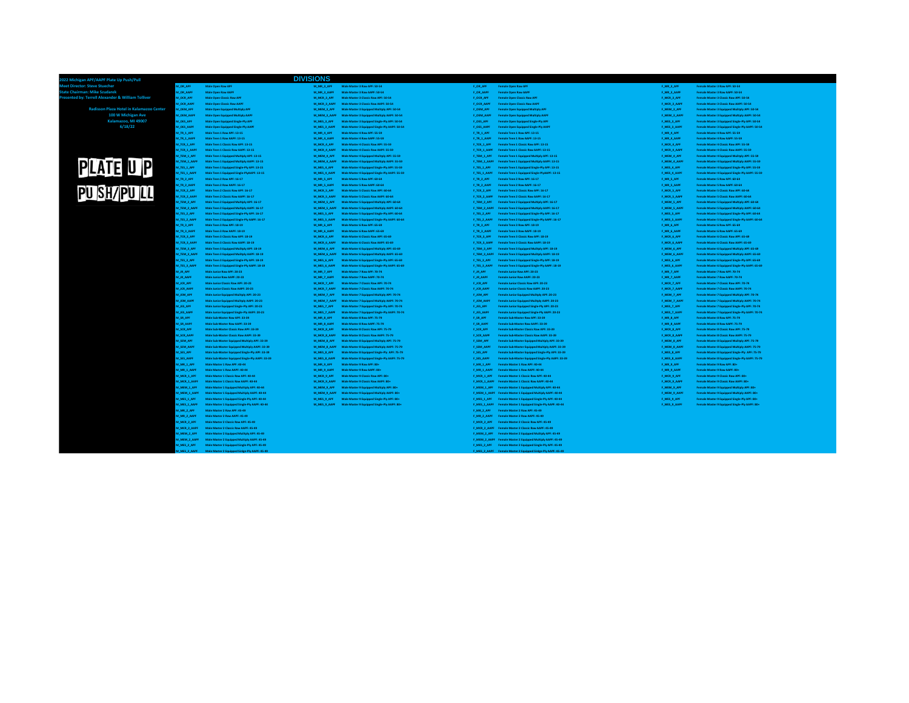**2022 Michigan APF/AAPF Plate Up Push/Pull**
**Meet Director: Steve Stuecher**
**State Chairman: Mike Szudarek**
**Presented by: Terrell Alexander & William Tolliver**

Radisson Plaza Hotel in Kalamazoo Center
100 W Michigan Ave
Kalamazoo, MI 49007
6/18/22

PLATE UP PUSH/PULL

## DIVISIONS

| | | | | | | | |
|---|---|---|---|---|---|---|---|
| M_OR_APF | Male Open Raw APF | M_MR_3_APF | Male Master 3 Raw APF: 50-54 | F_OR_APF | Female Open Raw APF | F_MR_3_APF | Female Master 3 Raw APF: 50-54 |
| M_OR_AAPF | Male Open Raw AAPF | M_MR_3_AAPF | Male Master 3 Raw AAPF: 50-54 | F_OR_AAPF | Female Open Raw AAPF | F_MR_3_AAPF | Female Master 3 Raw AAPF: 50-54 |
| M_OCR_APF | Male Open Classic Raw APF | M_MCR_3_APF | Male Master 3 Classic Raw APF: 50-54 | F_OCR_APF | Female Open Classic Raw APF | F_MCR_3_APF | Female Master 3 Classic Raw APF: 50-54 |
| M_OCR_AAPF | Male Open Classic Raw AAPF | M_MCR_3_AAPF | Male Master 3 Classic Raw AAPF: 50-54 | F_OCR_AAPF | Female Open Classic Raw AAPF | F_MCR_3_AAPF | Female Master 3 Classic Raw AAPF: 50-54 |
| M_OEM_APF | Male Open Equipped Multiply APF | M_MEM_3_APF | Male Master 3 Equipped Multiply APF: 50-54 | F_OEM_APF | Female Open Equipped Multiply APF | F_MEM_3_APF | Female Master 3 Equipped Multiply APF: 50-54 |
| M_OEM_AAPF | Male Open Equipped Multiply AAPF | M_MEM_3_AAPF | Male Master 3 Equipped Multiply AAPF: 50-54 | F_OEM_AAPF | Female Open Equipped Multiply AAPF | F_MEM_3_AAPF | Female Master 3 Equipped Multiply AAPF: 50-54 |
| M_OES_APF | Male Open Equipped Single-Ply APF | M_MES_3_APF | Male Master 3 Equipped Single-Ply APF: 50-54 | F_OES_APF | Female Open Equipped Single-Ply APF | F_MES_3_APF | Female Master 3 Equipped Single-Ply APF: 50-54 |
| M_OES_AAPF | Male Open Equipped Single-Ply AAPF | M_MES_3_AAPF | Male Master 3 Equipped Single-Ply AAPF: 50-54 | F_OES_AAPF | Female Open Equipped Single-Ply AAPF | F_MES_3_AAPF | Female Master 3 Equipped Single-Ply AAPF: 50-54 |
| M_TR_1_APF | Male Teen 1 Raw APF: 13-15 | M_MR_4_APF | Male Master 4 Raw APF: 55-59 | F_TR_1_APF | Female Teen 1 Raw APF: 13-15 | F_MR_4_APF | Female Master 4 Raw APF: 55-59 |
| M_TR_1_AAPF | Male Teen 1 Raw AAPF: 13-15 | M_MR_4_AAPF | Male Master 4 Raw AAPF: 55-59 | F_TR_1_AAPF | Female Teen 1 Raw AAPF: 13-15 | F_MR_4_AAPF | Female Master 4 Raw AAPF: 55-59 |
| M_TCR_1_APF | Male Teen 1 Classic Raw APF: 13-15 | M_MCR_4_APF | Male Master 4 Classic Raw APF: 55-59 | F_TCR_1_APF | Female Teen 1 Classic Raw APF: 13-15 | F_MCR_4_APF | Female Master 4 Classic Raw APF: 55-59 |
| M_TCR_1_AAPF | Male Teen 1 Classic Raw AAPF: 13-15 | M_MCR_4_AAPF | Male Master 4 Classic Raw AAPF: 55-59 | F_TCR_1_AAPF | Female Teen 1 Classic Raw AAPF: 13-15 | F_MCR_4_AAPF | Female Master 4 Classic Raw AAPF: 55-59 |
| M_TEM_1_APF | Male Teen 1 Equipped Multiply APF: 13-15 | M_MEM_4_APF | Male Master 4 Equipped Multiply APF: 55-59 | F_TEM_1_APF | Female Teen 1 Equipped Multiply APF: 13-15 | F_MEM_4_APF | Female Master 4 Equipped Multiply APF: 55-59 |
| M_TEM_1_AAPF | Male Teen 1 Equipped Multiply AAPF: 13-15 | M_MEM_4_AAPF | Male Master 4 Equipped Multiply AAPF: 55-59 | F_TEM_1_AAPF | Female Teen 1 Equipped Multiply AAPF: 13-15 | F_MEM_4_AAPF | Female Master 4 Equipped Multiply AAPF: 55-59 |
| M_TES_1_APF | Male Teen 1 Equipped Single-Ply APF: 13-15 | M_MES_4_APF | Male Master 4 Equipped Single-Ply APF: 55-59 | F_TES_1_APF | Female Teen 1 Equipped Single-Ply APF: 13-15 | F_MES_4_APF | Female Master 4 Equipped Single-Ply APF: 55-59 |
| M_TES_1_AAPF | Male Teen 1 Equipped Single-PlyAAPF: 13-15 | M_MES_4_AAPF | Male Master 4 Equipped Single-Ply AAPF: 55-59 | F_TES_1_AAPF | Female Teen 1 Equipped Single-PlyAAPF: 13-15 | F_MES_4_AAPF | Female Master 4 Equipped Single-Ply AAPF: 55-59 |
| M_TR_2_APF | Male Teen 2 Raw APF: 16-17 | M_MR_5_APF | Male Master 5 Raw APF: 60-64 | F_TR_2_APF | Female Teen 2 Raw APF: 16-17 | F_MR_5_APF | Female Master 5 Raw APF: 60-64 |
| M_TR_2_AAPF | Male Teen 2 Raw AAPF: 16-17 | M_MR_5_AAPF | Male Master 5 Raw AAPF: 60-64 | F_TR_2_AAPF | Female Teen 2 Raw AAPF: 16-17 | F_MR_5_AAPF | Female Master 5 Raw AAPF: 60-64 |
| M_TCR_2_APF | Male Teen 2 Classic Raw APF: 16-17 | M_MCR_5_APF | Male Master 5 Classic Raw APF: 60-64 | F_TCR_2_APF | Female Teen 2 Classic Raw APF: 16-17 | F_MCR_5_APF | Female Master 5 Classic Raw APF: 60-64 |
| M_TCR_2_AAPF | Male Teen 2 Classic Raw AAPF: 16-17 | M_MCR_5_AAPF | Male Master 5 Classic Raw AAPF: 60-64 | F_TCR_2_AAPF | Female Teen 2 Classic Raw AAPF: 16-17 | F_MCR_5_AAPF | Female Master 5 Classic Raw AAPF: 60-64 |
| M_TEM_2_APF | Male Teen 2 Equipped Multiply APF: 16-17 | M_MEM_5_APF | Male Master 5 Equipped Multiply APF: 60-64 | F_TEM_2_APF | Female Teen 2 Equipped Multiply APF: 16-17 | F_MEM_5_APF | Female Master 5 Equipped Multiply APF: 60-64 |
| M_TEM_2_AAPF | Male Teen 2 Equipped Multiply AAPF: 16-17 | M_MEM_5_AAPF | Male Master 5 Equipped Multiply AAPF: 60-64 | F_TEM_2_AAPF | Female Teen 2 Equipped Multiply AAPF: 16-17 | F_MEM_5_AAPF | Female Master 5 Equipped Multiply AAPF: 60-64 |
| M_TES_2_APF | Male Teen 2 Equipped Single-Ply APF: 16-17 | M_MES_5_APF | Male Master 5 Equipped Single-Ply APF: 60-64 | F_TES_2_APF | Female Teen 2 Equipped Single-Ply APF: 16-17 | F_MES_5_APF | Female Master 5 Equipped Single-Ply APF: 60-64 |
| M_TES_2_AAPF | Male Teen 2 Equipped Single-Ply AAPF: 16-17 | M_MES_5_AAPF | Male Master 5 Equipped Single-Ply AAPF: 60-64 | F_TES_2_AAPF | Female Teen 2 Equipped Single-Ply AAPF: 16-17 | F_MES_5_AAPF | Female Master 5 Equipped Single-Ply AAPF: 60-64 |
| M_TR_3_APF | Male Teen 3 Raw APF: 18-19 | M_MR_6_APF | Male Master 6 Raw APF: 65-69 | F_TR_3_APF | Female Teen 3 Raw APF: 18-19 | F_MR_6_APF | Female Master 6 Raw APF: 65-69 |
| M_TR_3_AAPF | Male Teen 3 Raw AAPF: 18-19 | M_MR_6_AAPF | Male Master 6 Raw AAPF: 65-69 | F_TR_3_AAPF | Female Teen 3 Raw AAPF: 18-19 | F_MR_6_AAPF | Female Master 6 Raw AAPF: 65-69 |
| M_TCR_3_APF | Male Teen 3 Classic Raw APF: 18-19 | M_MCR_6_APF | Male Master 6 Classic Raw APF: 65-69 | F_TCR_3_APF | Female Teen 3 Classic Raw APF: 18-19 | F_MCR_6_APF | Female Master 6 Classic Raw APF: 65-69 |
| M_TCR_3_AAPF | Male Teen 3 Classic Raw AAPF: 18-19 | M_MCR_6_AAPF | Male Master 6 Classic Raw AAPF: 65-69 | F_TCR_3_AAPF | Female Teen 3 Classic Raw AAPF: 18-19 | F_MCR_6_AAPF | Female Master 6 Classic Raw AAPF: 65-69 |
| M_TEM_3_APF | Male Teen 3 Equipped Multiply APF: 18-19 | M_MEM_6_APF | Male Master 6 Equipped Multiply APF: 65-69 | F_TEM_3_APF | Female Teen 3 Equipped Multiply APF: 18-19 | F_MEM_6_APF | Female Master 6 Equipped Multiply APF: 65-69 |
| M_TEM_3_AAPF | Male Teen 3 Equipped Multiply AAPF: 18-19 | M_MEM_6_AAPF | Male Master 6 Equipped Multiply AAPF: 65-69 | F_TEM_3_AAPF | Female Teen 3 Equipped Multiply AAPF: 18-19 | F_MEM_6_AAPF | Female Master 6 Equipped Multiply AAPF: 65-69 |
| M_TES_3_APF | Male Teen 3 Equipped Single-Ply APF: 18-19 | M_MES_6_APF | Male Master 6 Equipped Single-Ply APF: 65-69 | F_TES_3_APF | Female Teen 3 Equipped Single-Ply APF: 18-19 | F_MES_6_APF | Female Master 6 Equipped Single-Ply APF: 65-69 |
| M_TES_3_AAPF | Male Teen 3 Equipped Single-Ply AAPF: 18-19 | M_MES_6_AAPF | Male Master 6 Equipped Single-Ply AAPF: 65-69 | F_TES_3_AAPF | Female Teen 3 Equipped Single-Ply AAPF: 18-19 | F_MES_6_AAPF | Female Master 6 Equipped Single-Ply AAPF: 65-69 |
| M_JR_APF | Male Junior Raw APF: 20-23 | M_MR_7_APF | Male Master 7 Raw APF: 70-74 | F_JR_APF | Female Junior Raw APF: 20-23 | F_MR_7_APF | Female Master 7 Raw APF: 70-74 |
| M_JR_AAPF | Male Junior Raw AAPF: 20-23 | M_MR_7_AAPF | Male Master 7 Raw AAPF: 70-74 | F_JR_AAPF | Female Junior Raw AAPF: 20-23 | F_MR_7_AAPF | Female Master 7 Raw AAPF: 70-74 |
| M_JCR_APF | Male Junior Classic Raw APF: 20-23 | M_MCR_7_APF | Male Master 7 Classic Raw APF: 70-74 | F_JCR_APF | Female Junior Classic Raw APF: 20-23 | F_MCR_7_APF | Female Master 7 Classic Raw APF: 70-74 |
| M_JCR_AAPF | Male Junior Classic Raw AAPF: 20-23 | M_MCR_7_AAPF | Male Master 7 Classic Raw AAPF: 70-74 | F_JCR_AAPF | Female Junior Classic Raw AAPF: 20-23 | F_MCR_7_AAPF | Female Master 7 Classic Raw AAPF: 70-74 |
| M_JEM_APF | Male Junior Equipped Multiply APF: 20-23 | M_MEM_7_APF | Male Master 7 Equipped Multiply APF: 70-74 | F_JEM_APF | Female Junior Equipped Multiply APF: 20-23 | F_MEM_7_APF | Female Master 7 Equipped Multiply APF: 70-74 |
| M_JEM_AAPF | Male Junior Equipped Multiply AAPF: 20-23 | M_MEM_7_AAPF | Male Master 7 Equipped Multiply AAPF: 70-74 | F_JEM_AAPF | Female Junior Equipped Multiply AAPF: 20-23 | F_MEM_7_AAPF | Female Master 7 Equipped Multiply AAPF: 70-74 |
| M_JES_APF | Male Junior Equipped Single-Ply APF: 20-23 | M_MES_7_APF | Male Master 7 Equipped Single-Ply APF: 70-74 | F_JES_APF | Female Junior Equipped Single-Ply APF: 20-23 | F_MES_7_APF | Female Master 7 Equipped Single-Ply APF: 70-74 |
| M_JES_AAPF | Male Junior Equipped Single-Ply AAPF: 20-23 | M_MES_7_AAPF | Male Master 7 Equipped Single-Ply AAPF: 70-74 | F_JES_AAPF | Female Junior Equipped Single-Ply AAPF: 20-23 | F_MES_7_AAPF | Female Master 7 Equipped Single-Ply AAPF: 70-74 |
| M_SR_APF | Male Sub-Master Raw APF: 33-39 | M_MR_8_APF | Male Master 8 Raw APF: 75-79 | F_SR_APF | Female Sub-Master Raw APF: 33-39 | F_MR_8_APF | Female Master 8 Raw APF: 75-79 |
| M_SR_AAPF | Male Sub-Master Raw AAPF: 33-39 | M_MR_8_AAPF | Male Master 8 Raw AAPF: 75-79 | F_SR_AAPF | Female Sub-Master Raw AAPF: 33-39 | F_MR_8_AAPF | Female Master 8 Raw AAPF: 75-79 |
| M_SCR_APF | Male Sub-Master Classic Raw APF: 33-39 | M_MCR_8_APF | Male Master 8 Classic Raw APF: 75-79 | F_SCR_APF | Female Sub-Master Classic Raw APF: 33-39 | F_MCR_8_APF | Female Master 8 Classic Raw APF: 75-79 |
| M_SCR_AAPF | Male Sub-Master Classic Raw AAPF: 33-39 | M_MCR_8_AAPF | Male Master 8 Classic Raw AAPF: 75-79 | F_SCR_AAPF | Female Sub-Master Classic Raw AAPF: 33-39 | F_MCR_8_AAPF | Female Master 8 Classic Raw AAPF: 75-79 |
| M_SEM_APF | Male Sub-Master Equipped Multiply APF: 33-39 | M_MEM_8_APF | Male Master 8 Equipped Multiply APF: 75-79 | F_SEM_APF | Female Sub-Master Equipped Multiply APF: 33-39 | F_MEM_8_APF | Female Master 8 Equipped Multiply APF: 75-79 |
| M_SEM_AAPF | Male Sub-Master Equipped Multiply AAPF: 33-39 | M_MEM_8_AAPF | Male Master 8 Equipped Multiply AAPF: 75-79 | F_SEM_AAPF | Female Sub-Master Equipped Multiply AAPF: 33-39 | F_MEM_8_AAPF | Female Master 8 Equipped Multiply AAPF: 75-79 |
| M_SES_APF | Male Sub-Master Equipped Single-Ply APF: 33-39 | M_MES_8_APF | Male Master 8 Equipped Single-Ply APF: 75-79 | F_SES_APF | Female Sub-Master Equipped Single-Ply APF: 33-39 | F_MES_8_APF | Female Master 8 Equipped Single-Ply APF: 75-79 |
| M_SES_AAPF | Male Sub-Master Equipped Single-Ply AAPF: 33-39 | M_MES_8_AAPF | Male Master 8 Equipped Single-Ply AAPF: 75-79 | F_SES_AAPF | Female Sub-Master Equipped Single-Ply AAPF: 33-39 | F_MES_8_AAPF | Female Master 8 Equipped Single-Ply AAPF: 75-79 |
| M_MR_1_APF | Male Master 1 Raw APF: 40-44 | M_MR_9_APF | Male Master 9 Raw APF: 80+ | F_MR_1_APF | Female Master 1 Raw APF: 40-44 | F_MR_9_APF | Female Master 9 Raw APF: 80+ |
| M_MR_1_AAPF | Male Master 1 Raw AAPF: 40-44 | M_MR_9_AAPF | Male Master 9 Raw AAPF: 80+ | F_MR_1_AAPF | Female Master 1 Raw AAPF: 40-44 | F_MR_9_AAPF | Female Master 9 Raw AAPF: 80+ |
| M_MCR_1_APF | Male Master 1 Classic Raw APF: 40-44 | M_MCR_9_APF | Male Master 9 Classic Raw APF: 80+ | F_MCR_1_APF | Female Master 1 Classic Raw APF: 40-44 | F_MCR_9_APF | Female Master 9 Classic Raw APF: 80+ |
| M_MCR_1_AAPF | Male Master 1 Classic Raw AAPF: 40-44 | M_MCR_9_AAPF | Male Master 9 Classic Raw AAPF: 80+ | F_MCR_1_AAPF | Female Master 1 Classic Raw AAPF: 40-44 | F_MCR_9_AAPF | Female Master 9 Classic Raw AAPF: 80+ |
| M_MEM_1_APF | Male Master 1 Equipped Multiply APF: 40-44 | M_MEM_9_APF | Male Master 9 Equipped Multiply APF: 80+ | F_MEM_1_APF | Female Master 1 Equipped Multiply APF: 40-44 | F_MEM_9_APF | Female Master 9 Equipped Multiply APF: 80+ |
| M_MEM_1_AAPF | Male Master 1 Equipped Multiply AAPF: 40-44 | M_MEM_9_AAPF | Male Master 9 Equipped Multiply AAPF: 80+ | F_MEM_1_AAPF | Female Master 1 Equipped Multiply AAPF: 40-44 | F_MEM_9_AAPF | Female Master 9 Equipped Multiply AAPF: 80+ |
| M_MES_1_APF | Male Master 1 Equipped Single-Ply APF: 40-44 | M_MES_9_APF | Male Master 9 Equipped Single-Ply APF: 80+ | F_MES_1_APF | Female Master 1 Equipped Single-Ply APF: 40-44 | F_MES_9_APF | Female Master 9 Equipped Single-Ply APF: 80+ |
| M_MES_1_AAPF | Male Master 1 Equipped Single-Ply AAPF: 40-44 | M_MES_9_AAPF | Male Master 9 Equipped Single-Ply AAPF: 80+ | F_MES_1_AAPF | Female Master 1 Equipped Single-Ply AAPF: 40-44 | F_MES_9_AAPF | Female Master 9 Equipped Single-Ply AAPF: 80+ |
| M_MR_2_APF | Male Master 2 Raw APF: 45-49 | | | F_MR_2_APF | Female Master 2 Raw APF: 45-49 | | |
| M_MR_2_AAPF | Male Master 2 Raw AAPF: 45-49 | | | F_MR_2_AAPF | Female Master 2 Raw AAPF: 45-49 | | |
| M_MCR_2_APF | Male Master 2 Classic Raw APF: 45-49 | | | F_MCR_2_APF | Female Master 2 Classic Raw APF: 45-49 | | |
| M_MCR_2_AAPF | Male Master 2 Classic Raw AAPF: 45-49 | | | F_MCR_2_AAPF | Female Master 2 Classic Raw AAPF: 45-49 | | |
| M_MEM_2_APF | Male Master 2 Equipped Multiply APF: 45-49 | | | F_MEM_2_APF | Female Master 2 Equipped Multiply APF: 45-49 | | |
| M_MEM_2_AAPF | Male Master 2 Equipped Multiply AAPF: 45-49 | | | F_MEM_2_AAPF | Female Master 2 Equipped Multiply AAPF: 45-49 | | |
| M_MES_2_APF | Male Master 2 Equipped Single-Ply APF: 45-49 | | | F_MES_2_APF | Female Master 2 Equipped Single-Ply APF: 45-49 | | |
| M_MES_2_AAPF | Male Master 2 Equipped Single-Ply AAPF: 45-49 | | | F_MES_2_AAPF | Female Master 2 Equipped Single-Ply AAPF: 45-49 | | |